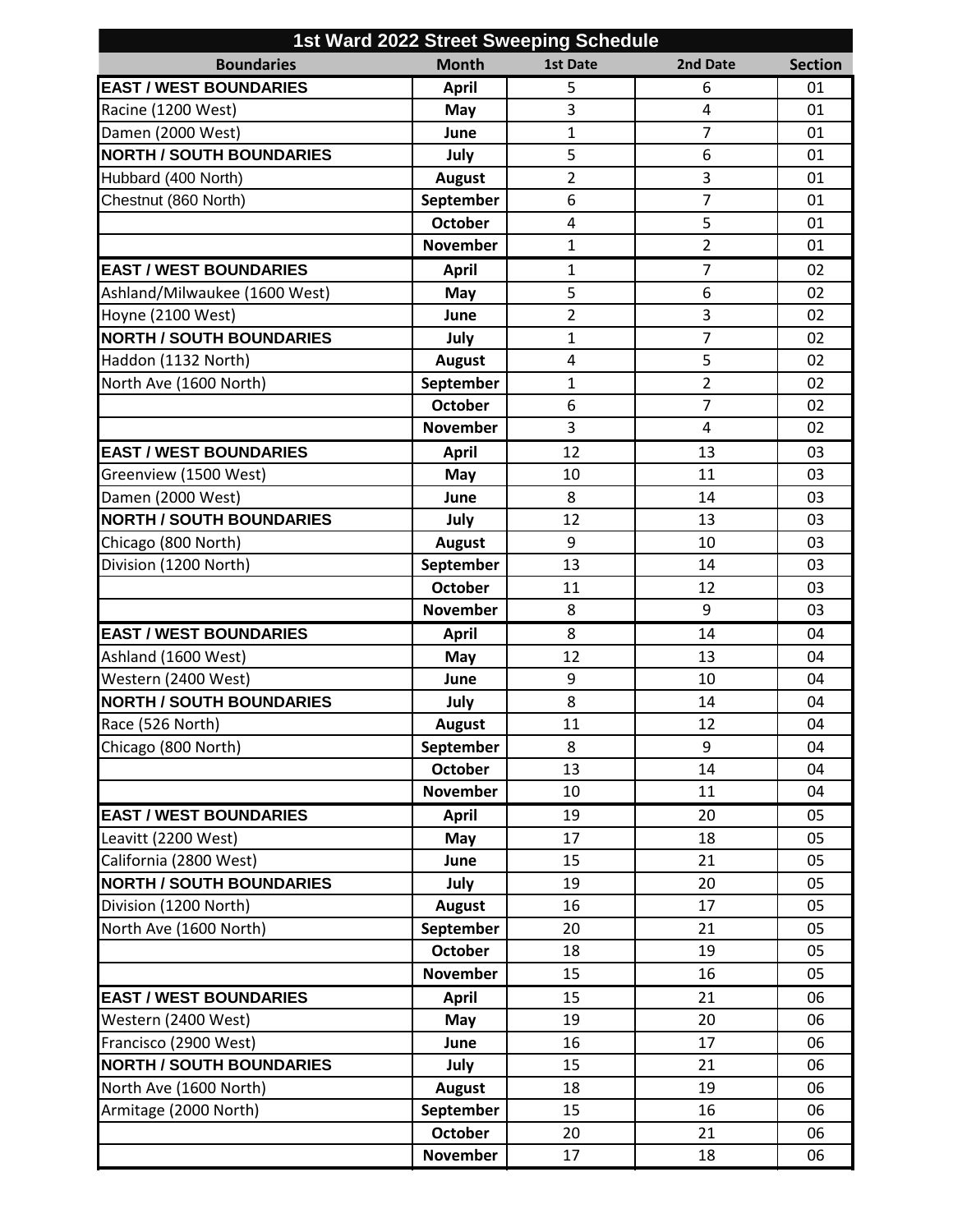# 1st Ward 2022 Street Sweeping Schedule

| Boundaries | Month | 1st Date | 2nd Date | Section |
|---|---|---|---|---|
| **EAST / WEST BOUNDARIES** | **April** | 5 | 6 | 01 |
| Racine (1200 West) | **May** | 3 | 4 | 01 |
| Damen (2000 West) | **June** | 1 | 7 | 01 |
| **NORTH / SOUTH BOUNDARIES** | **July** | 5 | 6 | 01 |
| Hubbard (400 North) | **August** | 2 | 3 | 01 |
| Chestnut (860 North) | **September** | 6 | 7 | 01 |
| | **October** | 4 | 5 | 01 |
| | **November** | 1 | 2 | 01 |
| **EAST / WEST BOUNDARIES** | **April** | 1 | 7 | 02 |
| Ashland/Milwaukee (1600 West) | **May** | 5 | 6 | 02 |
| Hoyne (2100 West) | **June** | 2 | 3 | 02 |
| **NORTH / SOUTH BOUNDARIES** | **July** | 1 | 7 | 02 |
| Haddon (1132 North) | **August** | 4 | 5 | 02 |
| North Ave (1600 North) | **September** | 1 | 2 | 02 |
| | **October** | 6 | 7 | 02 |
| | **November** | 3 | 4 | 02 |
| **EAST / WEST BOUNDARIES** | **April** | 12 | 13 | 03 |
| Greenview (1500 West) | **May** | 10 | 11 | 03 |
| Damen (2000 West) | **June** | 8 | 14 | 03 |
| **NORTH / SOUTH BOUNDARIES** | **July** | 12 | 13 | 03 |
| Chicago (800 North) | **August** | 9 | 10 | 03 |
| Division (1200 North) | **September** | 13 | 14 | 03 |
| | **October** | 11 | 12 | 03 |
| | **November** | 8 | 9 | 03 |
| **EAST / WEST BOUNDARIES** | **April** | 8 | 14 | 04 |
| Ashland (1600 West) | **May** | 12 | 13 | 04 |
| Western (2400 West) | **June** | 9 | 10 | 04 |
| **NORTH / SOUTH BOUNDARIES** | **July** | 8 | 14 | 04 |
| Race (526 North) | **August** | 11 | 12 | 04 |
| Chicago (800 North) | **September** | 8 | 9 | 04 |
| | **October** | 13 | 14 | 04 |
| | **November** | 10 | 11 | 04 |
| **EAST / WEST BOUNDARIES** | **April** | 19 | 20 | 05 |
| Leavitt (2200 West) | **May** | 17 | 18 | 05 |
| California (2800 West) | **June** | 15 | 21 | 05 |
| **NORTH / SOUTH BOUNDARIES** | **July** | 19 | 20 | 05 |
| Division (1200 North) | **August** | 16 | 17 | 05 |
| North Ave (1600 North) | **September** | 20 | 21 | 05 |
| | **October** | 18 | 19 | 05 |
| | **November** | 15 | 16 | 05 |
| **EAST / WEST BOUNDARIES** | **April** | 15 | 21 | 06 |
| Western (2400 West) | **May** | 19 | 20 | 06 |
| Francisco (2900 West) | **June** | 16 | 17 | 06 |
| **NORTH / SOUTH BOUNDARIES** | **July** | 15 | 21 | 06 |
| North Ave (1600 North) | **August** | 18 | 19 | 06 |
| Armitage (2000 North) | **September** | 15 | 16 | 06 |
| | **October** | 20 | 21 | 06 |
| | **November** | 17 | 18 | 06 |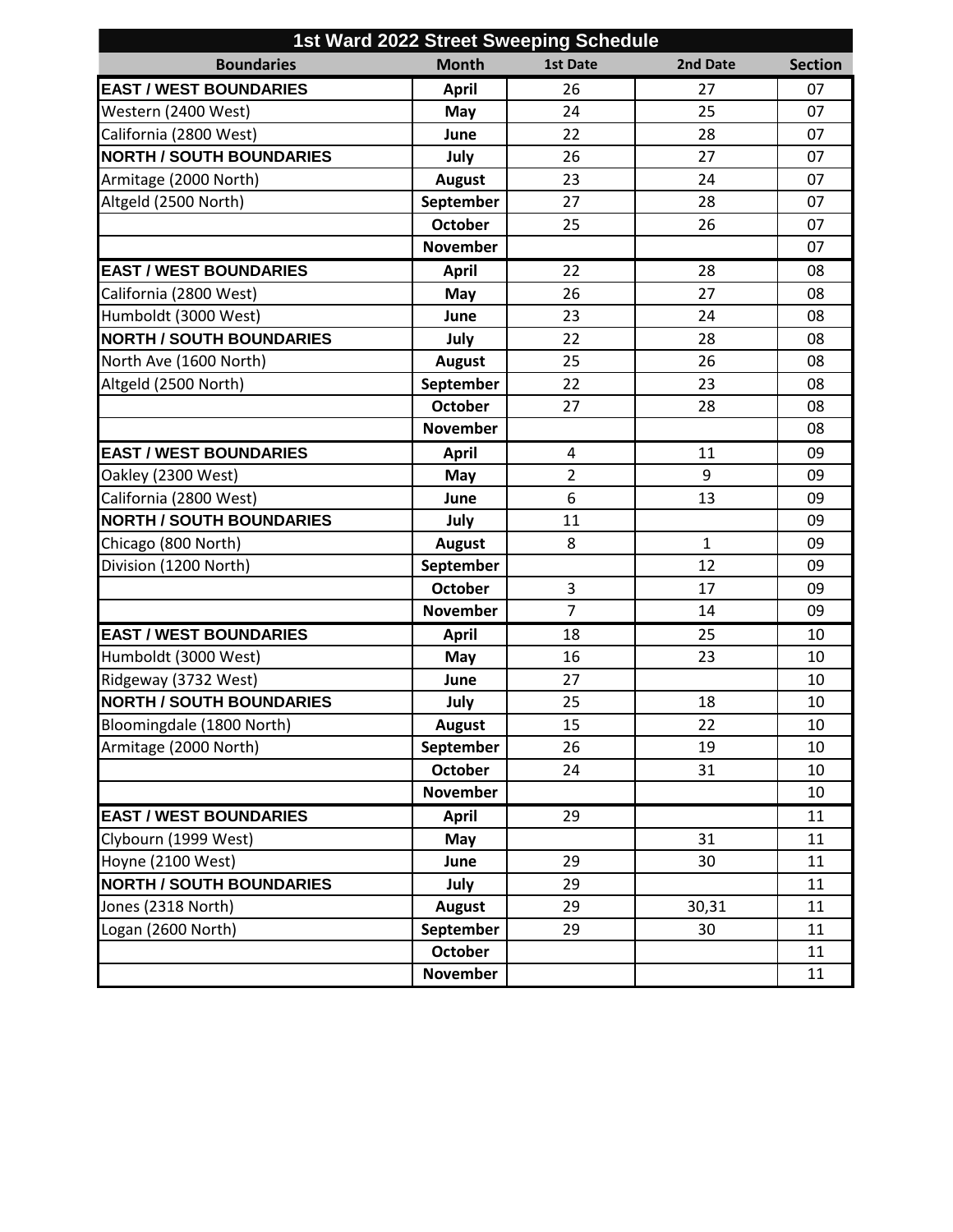| 1st Ward 2022 Street Sweeping Schedule | | | | |
|---|---|---|---|---|
| **Boundaries** | **Month** | **1st Date** | **2nd Date** | **Section** |
| **EAST / WEST BOUNDARIES** | **April** | 26 | 27 | 07 |
| Western (2400 West) | **May** | 24 | 25 | 07 |
| California (2800 West) | **June** | 22 | 28 | 07 |
| **NORTH / SOUTH BOUNDARIES** | **July** | 26 | 27 | 07 |
| Armitage (2000 North) | **August** | 23 | 24 | 07 |
| Altgeld (2500 North) | **September** | 27 | 28 | 07 |
| | **October** | 25 | 26 | 07 |
| | **November** | | | 07 |
| **EAST / WEST BOUNDARIES** | **April** | 22 | 28 | 08 |
| California (2800 West) | **May** | 26 | 27 | 08 |
| Humboldt (3000 West) | **June** | 23 | 24 | 08 |
| **NORTH / SOUTH BOUNDARIES** | **July** | 22 | 28 | 08 |
| North Ave (1600 North) | **August** | 25 | 26 | 08 |
| Altgeld (2500 North) | **September** | 22 | 23 | 08 |
| | **October** | 27 | 28 | 08 |
| | **November** | | | 08 |
| **EAST / WEST BOUNDARIES** | **April** | 4 | 11 | 09 |
| Oakley (2300 West) | **May** | 2 | 9 | 09 |
| California (2800 West) | **June** | 6 | 13 | 09 |
| **NORTH / SOUTH BOUNDARIES** | **July** | 11 | | 09 |
| Chicago (800 North) | **August** | 8 | 1 | 09 |
| Division (1200 North) | **September** | | 12 | 09 |
| | **October** | 3 | 17 | 09 |
| | **November** | 7 | 14 | 09 |
| **EAST / WEST BOUNDARIES** | **April** | 18 | 25 | 10 |
| Humboldt (3000 West) | **May** | 16 | 23 | 10 |
| Ridgeway (3732 West) | **June** | 27 | | 10 |
| **NORTH / SOUTH BOUNDARIES** | **July** | 25 | 18 | 10 |
| Bloomingdale (1800 North) | **August** | 15 | 22 | 10 |
| Armitage (2000 North) | **September** | 26 | 19 | 10 |
| | **October** | 24 | 31 | 10 |
| | **November** | | | 10 |
| **EAST / WEST BOUNDARIES** | **April** | 29 | | 11 |
| Clybourn (1999 West) | **May** | | 31 | 11 |
| Hoyne (2100 West) | **June** | 29 | 30 | 11 |
| **NORTH / SOUTH BOUNDARIES** | **July** | 29 | | 11 |
| Jones (2318 North) | **August** | 29 | 30,31 | 11 |
| Logan (2600 North) | **September** | 29 | 30 | 11 |
| | **October** | | | 11 |
| | **November** | | | 11 |